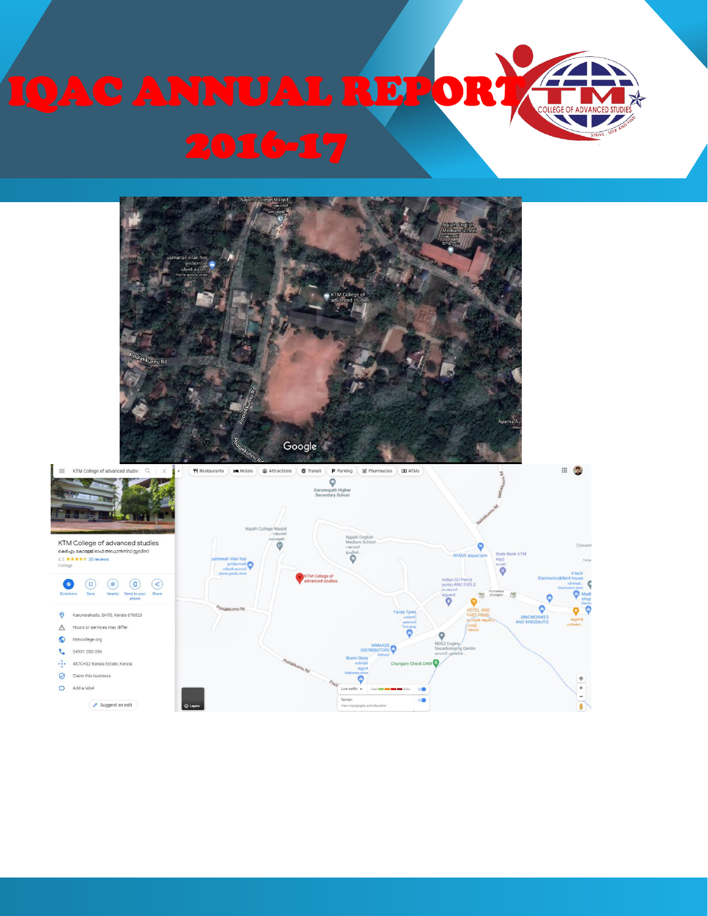# IQAC ANNUAL REPORT 2016-17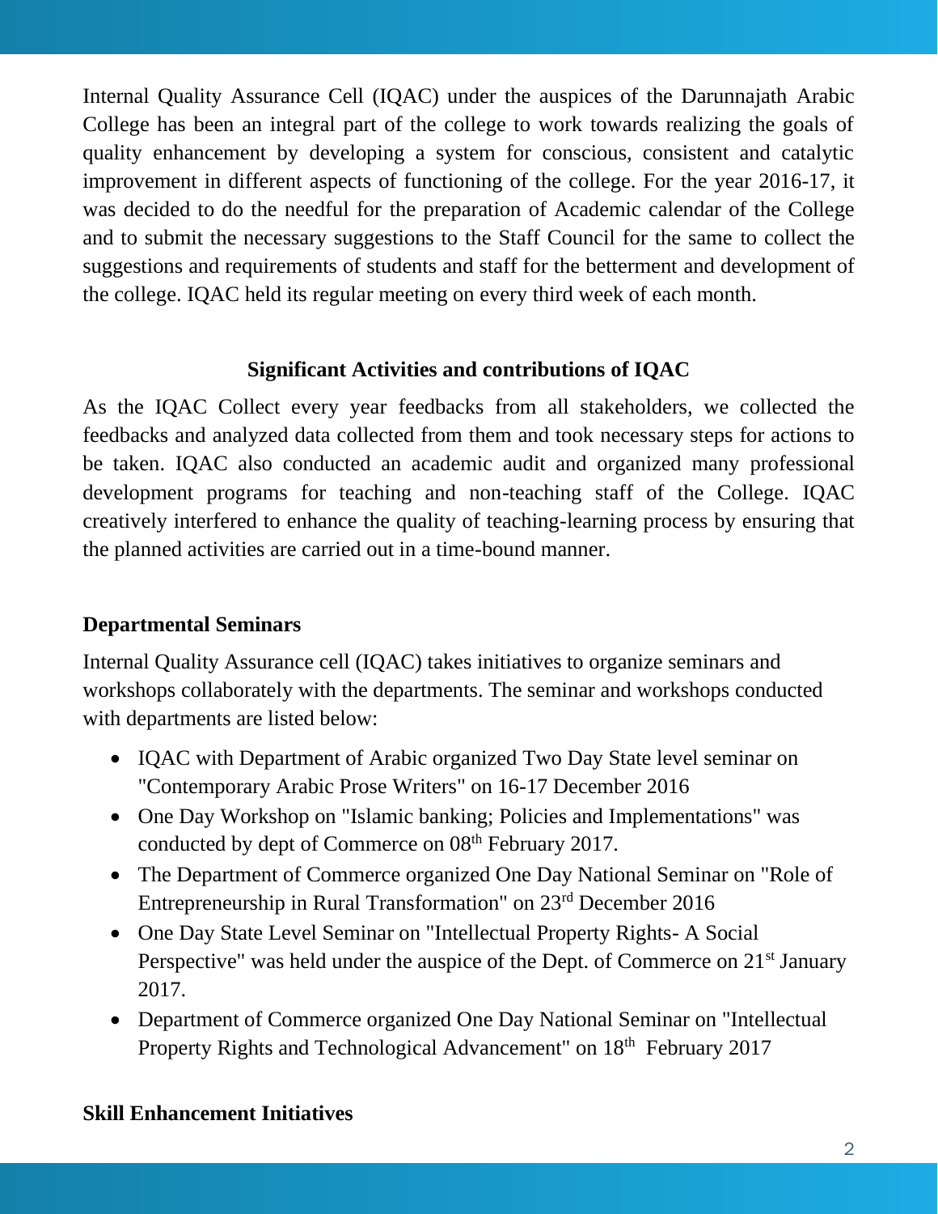Internal Quality Assurance Cell (IQAC) under the auspices of the Darunnajath Arabic College has been an integral part of the college to work towards realizing the goals of quality enhancement by developing a system for conscious, consistent and catalytic improvement in different aspects of functioning of the college. For the year 2016-17, it was decided to do the needful for the preparation of Academic calendar of the College and to submit the necessary suggestions to the Staff Council for the same to collect the suggestions and requirements of students and staff for the betterment and development of the college. IQAC held its regular meeting on every third week of each month.

## Significant Activities and contributions of IQAC

As the IQAC Collect every year feedbacks from all stakeholders, we collected the feedbacks and analyzed data collected from them and took necessary steps for actions to be taken. IQAC also conducted an academic audit and organized many professional development programs for teaching and non-teaching staff of the College. IQAC creatively interfered to enhance the quality of teaching-learning process by ensuring that the planned activities are carried out in a time-bound manner.

### Departmental Seminars

Internal Quality Assurance cell (IQAC) takes initiatives to organize seminars and workshops collaborately with the departments. The seminar and workshops conducted with departments are listed below:

- IQAC with Department of Arabic organized Two Day State level seminar on "Contemporary Arabic Prose Writers" on 16-17 December 2016
- One Day Workshop on "Islamic banking; Policies and Implementations" was conducted by dept of Commerce on 08th February 2017.
- The Department of Commerce organized One Day National Seminar on "Role of Entrepreneurship in Rural Transformation" on 23rd December 2016
- One Day State Level Seminar on "Intellectual Property Rights- A Social Perspective" was held under the auspice of the Dept. of Commerce on 21st January 2017.
- Department of Commerce organized One Day National Seminar on "Intellectual Property Rights and Technological Advancement" on 18th February 2017

### Skill Enhancement Initiatives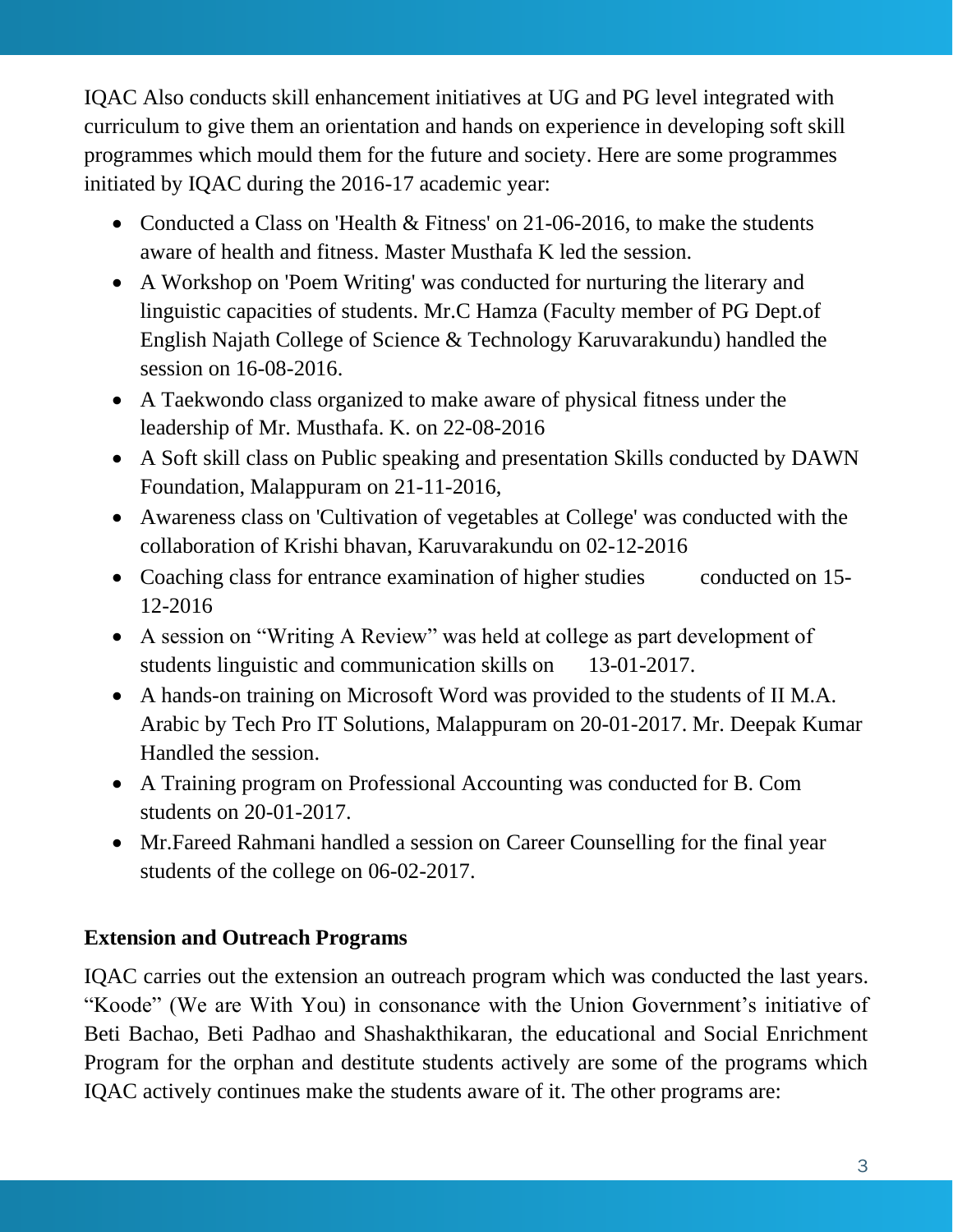IQAC Also conducts skill enhancement initiatives at UG and PG level integrated with curriculum to give them an orientation and hands on experience in developing soft skill programmes which mould them for the future and society. Here are some programmes initiated by IQAC during the 2016-17 academic year:

- Conducted a Class on 'Health & Fitness' on 21-06-2016, to make the students aware of health and fitness. Master Musthafa K led the session.
- A Workshop on 'Poem Writing' was conducted for nurturing the literary and linguistic capacities of students. Mr.C Hamza (Faculty member of PG Dept.of English Najath College of Science & Technology Karuvarakundu) handled the session on 16-08-2016.
- A Taekwondo class organized to make aware of physical fitness under the leadership of Mr. Musthafa. K. on 22-08-2016
- A Soft skill class on Public speaking and presentation Skills conducted by DAWN Foundation, Malappuram on 21-11-2016,
- Awareness class on 'Cultivation of vegetables at College' was conducted with the collaboration of Krishi bhavan, Karuvarakundu on 02-12-2016
- Coaching class for entrance examination of higher studies conducted on 15-12-2016
- A session on "Writing A Review" was held at college as part development of students linguistic and communication skills on 13-01-2017.
- A hands-on training on Microsoft Word was provided to the students of II M.A. Arabic by Tech Pro IT Solutions, Malappuram on 20-01-2017. Mr. Deepak Kumar Handled the session.
- A Training program on Professional Accounting was conducted for B. Com students on 20-01-2017.
- Mr.Fareed Rahmani handled a session on Career Counselling for the final year students of the college on 06-02-2017.

**Extension and Outreach Programs**

IQAC carries out the extension an outreach program which was conducted the last years. "Koode" (We are With You) in consonance with the Union Government's initiative of Beti Bachao, Beti Padhao and Shashakthikaran, the educational and Social Enrichment Program for the orphan and destitute students actively are some of the programs which IQAC actively continues make the students aware of it. The other programs are: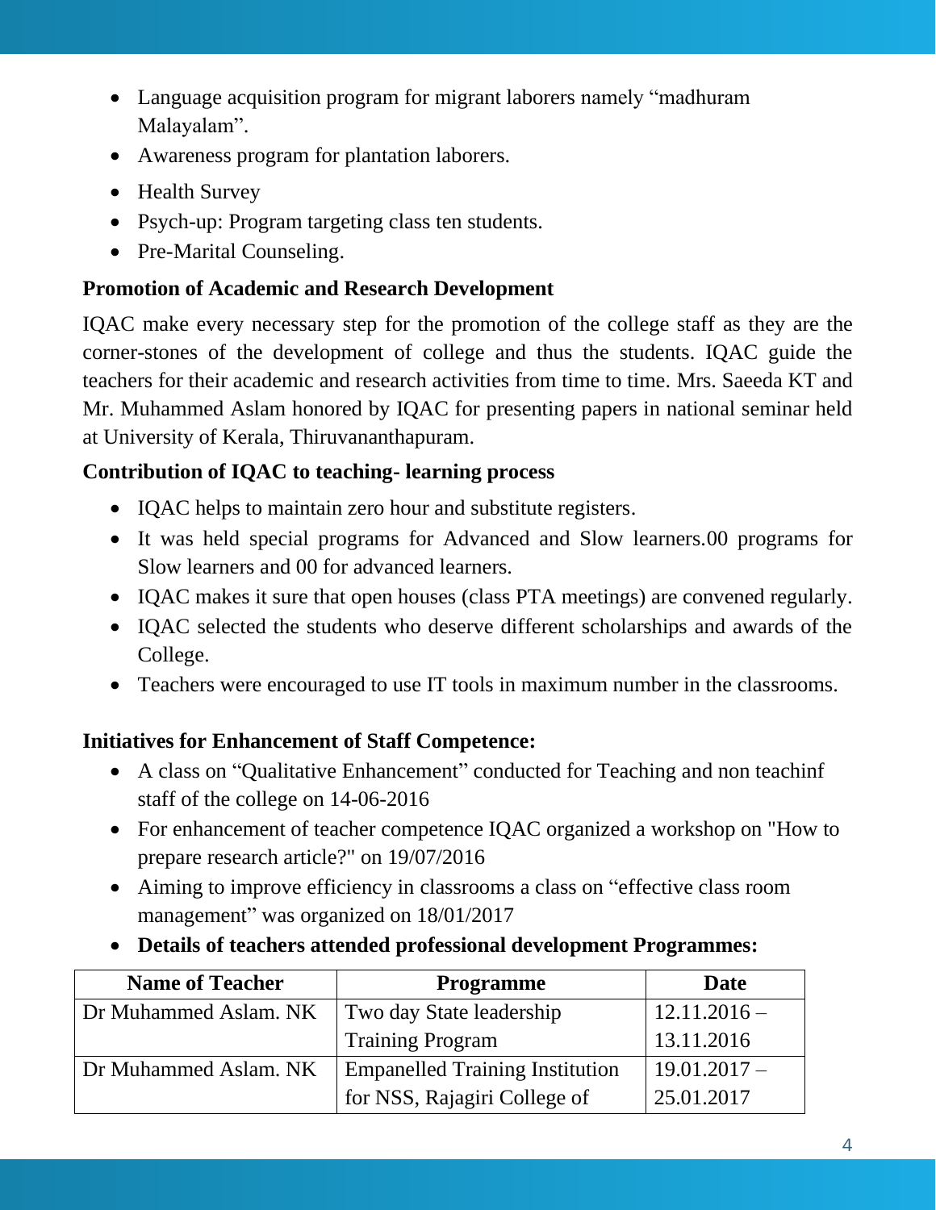- Language acquisition program for migrant laborers namely "madhuram Malayalam".
- Awareness program for plantation laborers.
- Health Survey
- Psych-up: Program targeting class ten students.
- Pre-Marital Counseling.

**Promotion of Academic and Research Development**

IQAC make every necessary step for the promotion of the college staff as they are the corner-stones of the development of college and thus the students. IQAC guide the teachers for their academic and research activities from time to time. Mrs. Saeeda KT and Mr. Muhammed Aslam honored by IQAC for presenting papers in national seminar held at University of Kerala, Thiruvananthapuram.

**Contribution of IQAC to teaching- learning process**

- IQAC helps to maintain zero hour and substitute registers.
- It was held special programs for Advanced and Slow learners.00 programs for Slow learners and 00 for advanced learners.
- IQAC makes it sure that open houses (class PTA meetings) are convened regularly.
- IQAC selected the students who deserve different scholarships and awards of the College.
- Teachers were encouraged to use IT tools in maximum number in the classrooms.

**Initiatives for Enhancement of Staff Competence:**

- A class on "Qualitative Enhancement" conducted for Teaching and non teachinf staff of the college on 14-06-2016
- For enhancement of teacher competence IQAC organized a workshop on "How to prepare research article?" on 19/07/2016
- Aiming to improve efficiency in classrooms a class on "effective class room management" was organized on 18/01/2017
- **Details of teachers attended professional development Programmes:**

| Name of Teacher | Programme | Date |
|---|---|---|
| Dr Muhammed Aslam. NK | Two day State leadership Training Program | 12.11.2016 – 13.11.2016 |
| Dr Muhammed Aslam. NK | Empanelled Training Institution for NSS, Rajagiri College of | 19.01.2017 – 25.01.2017 |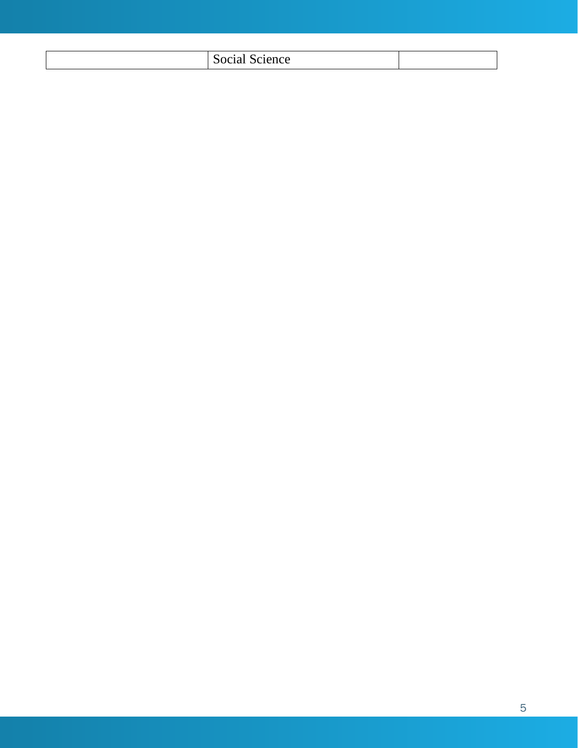| | | |
|---|---|---|
| | Social Science | |